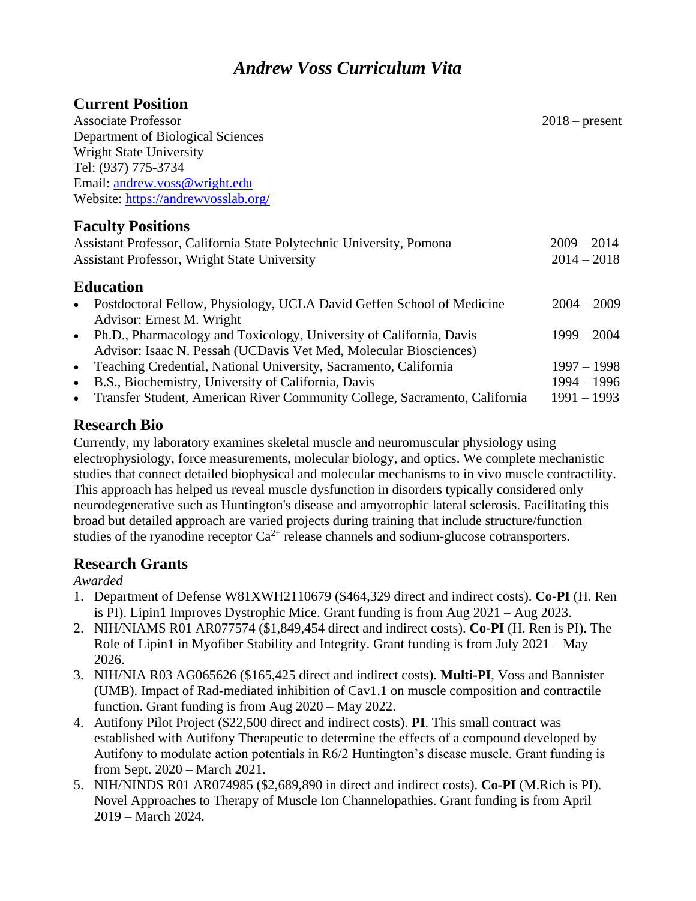# *Andrew Voss Curriculum Vita*

## Current Position

Associate Professor 2018 – present
Department of Biological Sciences
Wright State University
Tel: (937) 775-3734
Email: andrew.voss@wright.edu
Website: https://andrewvosslab.org/

## Faculty Positions

Assistant Professor, California State Polytechnic University, Pomona 2009 – 2014
Assistant Professor, Wright State University 2014 – 2018

## Education

- Postdoctoral Fellow, Physiology, UCLA David Geffen School of Medicine 2004 – 2009
  Advisor: Ernest M. Wright
- Ph.D., Pharmacology and Toxicology, University of California, Davis 1999 – 2004
  Advisor: Isaac N. Pessah (UCDavis Vet Med, Molecular Biosciences)
- Teaching Credential, National University, Sacramento, California 1997 – 1998
- B.S., Biochemistry, University of California, Davis 1994 – 1996
- Transfer Student, American River Community College, Sacramento, California 1991 – 1993

## Research Bio

Currently, my laboratory examines skeletal muscle and neuromuscular physiology using electrophysiology, force measurements, molecular biology, and optics. We complete mechanistic studies that connect detailed biophysical and molecular mechanisms to in vivo muscle contractility. This approach has helped us reveal muscle dysfunction in disorders typically considered only neurodegenerative such as Huntington's disease and amyotrophic lateral sclerosis. Facilitating this broad but detailed approach are varied projects during training that include structure/function studies of the ryanodine receptor $Ca^{2+}$ release channels and sodium-glucose cotransporters.

## Research Grants

*Awarded*

1. Department of Defense W81XWH2110679 ($464,329 direct and indirect costs). **Co-PI** (H. Ren is PI). Lipin1 Improves Dystrophic Mice. Grant funding is from Aug 2021 – Aug 2023.
2. NIH/NIAMS R01 AR077574 ($1,849,454 direct and indirect costs). **Co-PI** (H. Ren is PI). The Role of Lipin1 in Myofiber Stability and Integrity. Grant funding is from July 2021 – May 2026.
3. NIH/NIA R03 AG065626 ($165,425 direct and indirect costs). **Multi-PI**, Voss and Bannister (UMB). Impact of Rad-mediated inhibition of Cav1.1 on muscle composition and contractile function. Grant funding is from Aug 2020 – May 2022.
4. Autifony Pilot Project ($22,500 direct and indirect costs). **PI**. This small contract was established with Autifony Therapeutic to determine the effects of a compound developed by Autifony to modulate action potentials in R6/2 Huntington's disease muscle. Grant funding is from Sept. 2020 – March 2021.
5. NIH/NINDS R01 AR074985 ($2,689,890 in direct and indirect costs). **Co-PI** (M.Rich is PI). Novel Approaches to Therapy of Muscle Ion Channelopathies. Grant funding is from April 2019 – March 2024.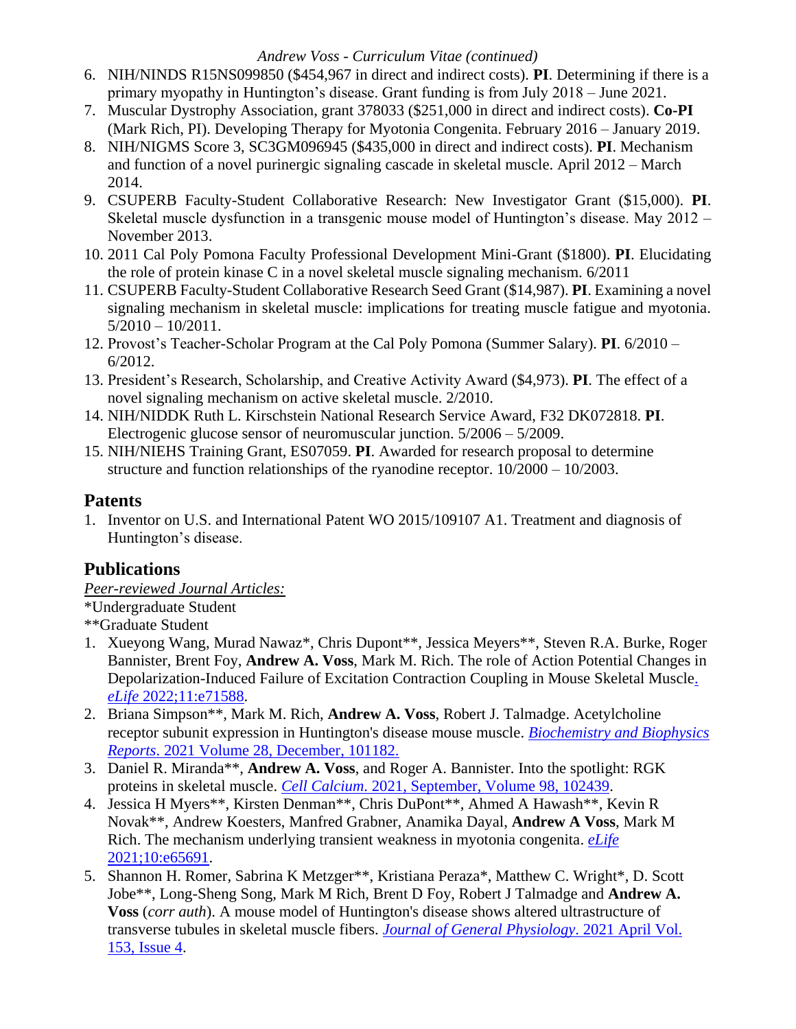6. NIH/NINDS R15NS099850 ($454,967 in direct and indirect costs). **PI**. Determining if there is a primary myopathy in Huntington's disease. Grant funding is from July 2018 – June 2021.
7. Muscular Dystrophy Association, grant 378033 ($251,000 in direct and indirect costs). **Co-PI** (Mark Rich, PI). Developing Therapy for Myotonia Congenita. February 2016 – January 2019.
8. NIH/NIGMS Score 3, SC3GM096945 ($435,000 in direct and indirect costs). **PI**. Mechanism and function of a novel purinergic signaling cascade in skeletal muscle. April 2012 – March 2014.
9. CSUPERB Faculty-Student Collaborative Research: New Investigator Grant ($15,000). **PI**. Skeletal muscle dysfunction in a transgenic mouse model of Huntington's disease. May 2012 – November 2013.
10. 2011 Cal Poly Pomona Faculty Professional Development Mini-Grant ($1800). **PI**. Elucidating the role of protein kinase C in a novel skeletal muscle signaling mechanism. 6/2011
11. CSUPERB Faculty-Student Collaborative Research Seed Grant ($14,987). **PI**. Examining a novel signaling mechanism in skeletal muscle: implications for treating muscle fatigue and myotonia. 5/2010 – 10/2011.
12. Provost's Teacher-Scholar Program at the Cal Poly Pomona (Summer Salary). **PI**. 6/2010 – 6/2012.
13. President's Research, Scholarship, and Creative Activity Award ($4,973). **PI**. The effect of a novel signaling mechanism on active skeletal muscle. 2/2010.
14. NIH/NIDDK Ruth L. Kirschstein National Research Service Award, F32 DK072818. **PI**. Electrogenic glucose sensor of neuromuscular junction. 5/2006 – 5/2009.
15. NIH/NIEHS Training Grant, ES07059. **PI**. Awarded for research proposal to determine structure and function relationships of the ryanodine receptor. 10/2000 – 10/2003.

## Patents

1. Inventor on U.S. and International Patent WO 2015/109107 A1. Treatment and diagnosis of Huntington's disease.

## Publications

*Peer-reviewed Journal Articles:*

*Undergraduate Student

**Graduate Student

1. Xueyong Wang, Murad Nawaz*, Chris Dupont**, Jessica Meyers**, Steven R.A. Burke, Roger Bannister, Brent Foy, **Andrew A. Voss**, Mark M. Rich. The role of Action Potential Changes in Depolarization-Induced Failure of Excitation Contraction Coupling in Mouse Skeletal Muscle. *eLife* 2022;11:e71588.
2. Briana Simpson**, Mark M. Rich, **Andrew A. Voss**, Robert J. Talmadge. Acetylcholine receptor subunit expression in Huntington's disease mouse muscle. *Biochemistry and Biophysics Reports*. 2021 Volume 28, December, 101182.
3. Daniel R. Miranda**, **Andrew A. Voss**, and Roger A. Bannister. Into the spotlight: RGK proteins in skeletal muscle. *Cell Calcium*. 2021, September, Volume 98, 102439.
4. Jessica H Myers**, Kirsten Denman**, Chris DuPont**, Ahmed A Hawash**, Kevin R Novak**, Andrew Koesters, Manfred Grabner, Anamika Dayal, **Andrew A Voss**, Mark M Rich. The mechanism underlying transient weakness in myotonia congenita. *eLife* 2021;10:e65691.
5. Shannon H. Romer, Sabrina K Metzger**, Kristiana Peraza*, Matthew C. Wright*, D. Scott Jobe**, Long-Sheng Song, Mark M Rich, Brent D Foy, Robert J Talmadge and **Andrew A. Voss** (*corr auth*). A mouse model of Huntington's disease shows altered ultrastructure of transverse tubules in skeletal muscle fibers. *Journal of General Physiology*. 2021 April Vol. 153, Issue 4.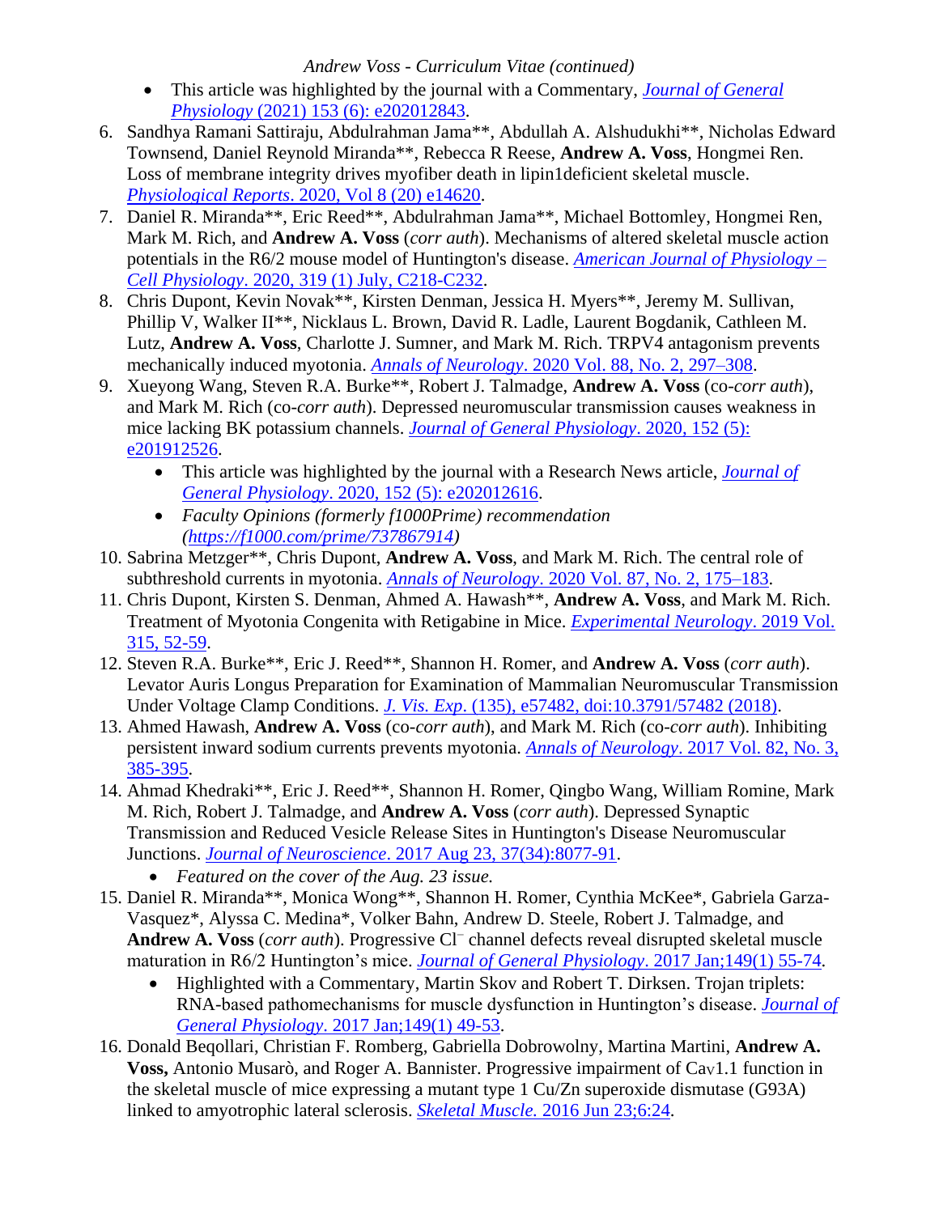- This article was highlighted by the journal with a Commentary, *Journal of General Physiology* (2021) 153 (6): e202012843.

6. Sandhya Ramani Sattiraju, Abdulrahman Jama**, Abdullah A. Alshudukhi**, Nicholas Edward Townsend, Daniel Reynold Miranda**, Rebecca R Reese, **Andrew A. Voss**, Hongmei Ren. Loss of membrane integrity drives myofiber death in lipin1deficient skeletal muscle. *Physiological Reports*. 2020, Vol 8 (20) e14620.
7. Daniel R. Miranda**, Eric Reed**, Abdulrahman Jama**, Michael Bottomley, Hongmei Ren, Mark M. Rich, and **Andrew A. Voss** (*corr auth*). Mechanisms of altered skeletal muscle action potentials in the R6/2 mouse model of Huntington's disease. *American Journal of Physiology – Cell Physiology*. 2020, 319 (1) July, C218-C232.
8. Chris Dupont, Kevin Novak**, Kirsten Denman, Jessica H. Myers**, Jeremy M. Sullivan, Phillip V, Walker II**, Nicklaus L. Brown, David R. Ladle, Laurent Bogdanik, Cathleen M. Lutz, **Andrew A. Voss**, Charlotte J. Sumner, and Mark M. Rich. TRPV4 antagonism prevents mechanically induced myotonia. *Annals of Neurology*. 2020 Vol. 88, No. 2, 297–308.
9. Xueyong Wang, Steven R.A. Burke**, Robert J. Talmadge, **Andrew A. Voss** (co-*corr auth*), and Mark M. Rich (co-*corr auth*). Depressed neuromuscular transmission causes weakness in mice lacking BK potassium channels. *Journal of General Physiology*. 2020, 152 (5): e201912526.
    - This article was highlighted by the journal with a Research News article, *Journal of General Physiology*. 2020, 152 (5): e202012616.
    - *Faculty Opinions (formerly f1000Prime) recommendation (https://f1000.com/prime/737867914)*
10. Sabrina Metzger**, Chris Dupont, **Andrew A. Voss**, and Mark M. Rich. The central role of subthreshold currents in myotonia. *Annals of Neurology*. 2020 Vol. 87, No. 2, 175–183.
11. Chris Dupont, Kirsten S. Denman, Ahmed A. Hawash**, **Andrew A. Voss**, and Mark M. Rich. Treatment of Myotonia Congenita with Retigabine in Mice. *Experimental Neurology*. 2019 Vol. 315, 52-59.
12. Steven R.A. Burke**, Eric J. Reed**, Shannon H. Romer, and **Andrew A. Voss** (*corr auth*). Levator Auris Longus Preparation for Examination of Mammalian Neuromuscular Transmission Under Voltage Clamp Conditions. *J. Vis. Exp*. (135), e57482, doi:10.3791/57482 (2018).
13. Ahmed Hawash, **Andrew A. Voss** (co-*corr auth*), and Mark M. Rich (co-*corr auth*). Inhibiting persistent inward sodium currents prevents myotonia. *Annals of Neurology*. 2017 Vol. 82, No. 3, 385-395.
14. Ahmad Khedraki**, Eric J. Reed**, Shannon H. Romer, Qingbo Wang, William Romine, Mark M. Rich, Robert J. Talmadge, and **Andrew A. Voss** (*corr auth*). Depressed Synaptic Transmission and Reduced Vesicle Release Sites in Huntington's Disease Neuromuscular Junctions. *Journal of Neuroscience*. 2017 Aug 23, 37(34):8077-91.
    - *Featured on the cover of the Aug. 23 issue.*
15. Daniel R. Miranda**, Monica Wong**, Shannon H. Romer, Cynthia McKee*, Gabriela Garza-Vasquez*, Alyssa C. Medina*, Volker Bahn, Andrew D. Steele, Robert J. Talmadge, and **Andrew A. Voss** (*corr auth*). Progressive $Cl^{-}$ channel defects reveal disrupted skeletal muscle maturation in R6/2 Huntington's mice. *Journal of General Physiology*. 2017 Jan;149(1) 55-74.
    - Highlighted with a Commentary, Martin Skov and Robert T. Dirksen. Trojan triplets: RNA-based pathomechanisms for muscle dysfunction in Huntington's disease. *Journal of General Physiology*. 2017 Jan;149(1) 49-53.
16. Donald Beqollari, Christian F. Romberg, Gabriella Dobrowolny, Martina Martini, **Andrew A. Voss,** Antonio Musarò, and Roger A. Bannister. Progressive impairment of $Ca_V1.1$ function in the skeletal muscle of mice expressing a mutant type 1 Cu/Zn superoxide dismutase (G93A) linked to amyotrophic lateral sclerosis. *Skeletal Muscle.* 2016 Jun 23;6:24.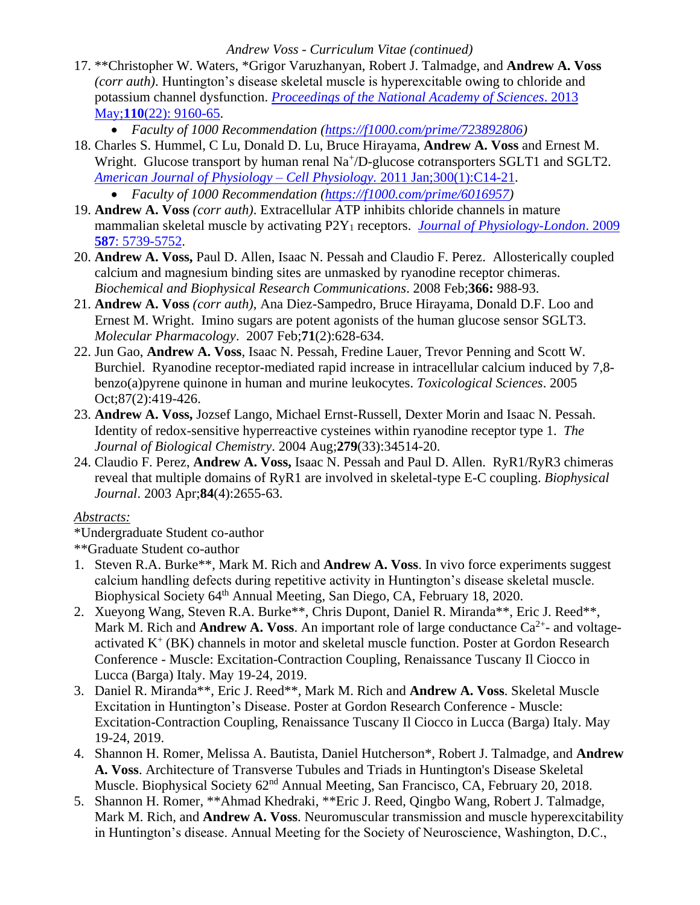17. **Christopher W. Waters, *Grigor Varuzhanyan, Robert J. Talmadge, and **Andrew A. Voss** *(corr auth)*. Huntington's disease skeletal muscle is hyperexcitable owing to chloride and potassium channel dysfunction. [*Proceedings of the National Academy of Sciences*. 2013 May;**110**(22): 9160-65]().
    - *Faculty of 1000 Recommendation ([https://f1000.com/prime/723892806](https://f1000.com/prime/723892806))*
18. Charles S. Hummel, C Lu, Donald D. Lu, Bruce Hirayama, **Andrew A. Voss** and Ernest M. Wright. Glucose transport by human renal $Na^+$/D-glucose cotransporters SGLT1 and SGLT2. [*American Journal of Physiology – Cell Physiology*. 2011 Jan;300(1):C14-21]().
    - *Faculty of 1000 Recommendation ([https://f1000.com/prime/6016957](https://f1000.com/prime/6016957))*
19. **Andrew A. Voss** *(corr auth)*. Extracellular ATP inhibits chloride channels in mature mammalian skeletal muscle by activating $P2Y_1$ receptors. [*Journal of Physiology-London*. 2009 **587**: 5739-5752]().
20. **Andrew A. Voss,** Paul D. Allen, Isaac N. Pessah and Claudio F. Perez. Allosterically coupled calcium and magnesium binding sites are unmasked by ryanodine receptor chimeras. *Biochemical and Biophysical Research Communications*. 2008 Feb;**366:** 988-93.
21. **Andrew A. Voss** *(corr auth)*, Ana Diez-Sampedro, Bruce Hirayama, Donald D.F. Loo and Ernest M. Wright. Imino sugars are potent agonists of the human glucose sensor SGLT3. *Molecular Pharmacology*. 2007 Feb;**71**(2):628-634.
22. Jun Gao, **Andrew A. Voss**, Isaac N. Pessah, Fredine Lauer, Trevor Penning and Scott W. Burchiel. Ryanodine receptor-mediated rapid increase in intracellular calcium induced by 7,8-benzo(a)pyrene quinone in human and murine leukocytes. *Toxicological Sciences*. 2005 Oct;87(2):419-426.
23. **Andrew A. Voss,** Jozsef Lango, Michael Ernst-Russell, Dexter Morin and Isaac N. Pessah. Identity of redox-sensitive hyperreactive cysteines within ryanodine receptor type 1. *The Journal of Biological Chemistry*. 2004 Aug;**279**(33):34514-20.
24. Claudio F. Perez, **Andrew A. Voss,** Isaac N. Pessah and Paul D. Allen. RyR1/RyR3 chimeras reveal that multiple domains of RyR1 are involved in skeletal-type E-C coupling. *Biophysical Journal*. 2003 Apr;**84**(4):2655-63.

*Abstracts:*

*Undergraduate Student co-author

**Graduate Student co-author

1. Steven R.A. Burke**, Mark M. Rich and **Andrew A. Voss**. In vivo force experiments suggest calcium handling defects during repetitive activity in Huntington's disease skeletal muscle. Biophysical Society 64th Annual Meeting, San Diego, CA, February 18, 2020.
2. Xueyong Wang, Steven R.A. Burke**, Chris Dupont, Daniel R. Miranda**, Eric J. Reed**, Mark M. Rich and **Andrew A. Voss**. An important role of large conductance $Ca^{2+}$- and voltage-activated $K^+$ (BK) channels in motor and skeletal muscle function. Poster at Gordon Research Conference - Muscle: Excitation-Contraction Coupling, Renaissance Tuscany Il Ciocco in Lucca (Barga) Italy. May 19-24, 2019.
3. Daniel R. Miranda**, Eric J. Reed**, Mark M. Rich and **Andrew A. Voss**. Skeletal Muscle Excitation in Huntington's Disease. Poster at Gordon Research Conference - Muscle: Excitation-Contraction Coupling, Renaissance Tuscany Il Ciocco in Lucca (Barga) Italy. May 19-24, 2019.
4. Shannon H. Romer, Melissa A. Bautista, Daniel Hutcherson*, Robert J. Talmadge, and **Andrew A. Voss**. Architecture of Transverse Tubules and Triads in Huntington's Disease Skeletal Muscle. Biophysical Society 62nd Annual Meeting, San Francisco, CA, February 20, 2018.
5. Shannon H. Romer, **Ahmad Khedraki, **Eric J. Reed, Qingbo Wang, Robert J. Talmadge, Mark M. Rich, and **Andrew A. Voss**. Neuromuscular transmission and muscle hyperexcitability in Huntington's disease. Annual Meeting for the Society of Neuroscience, Washington, D.C.,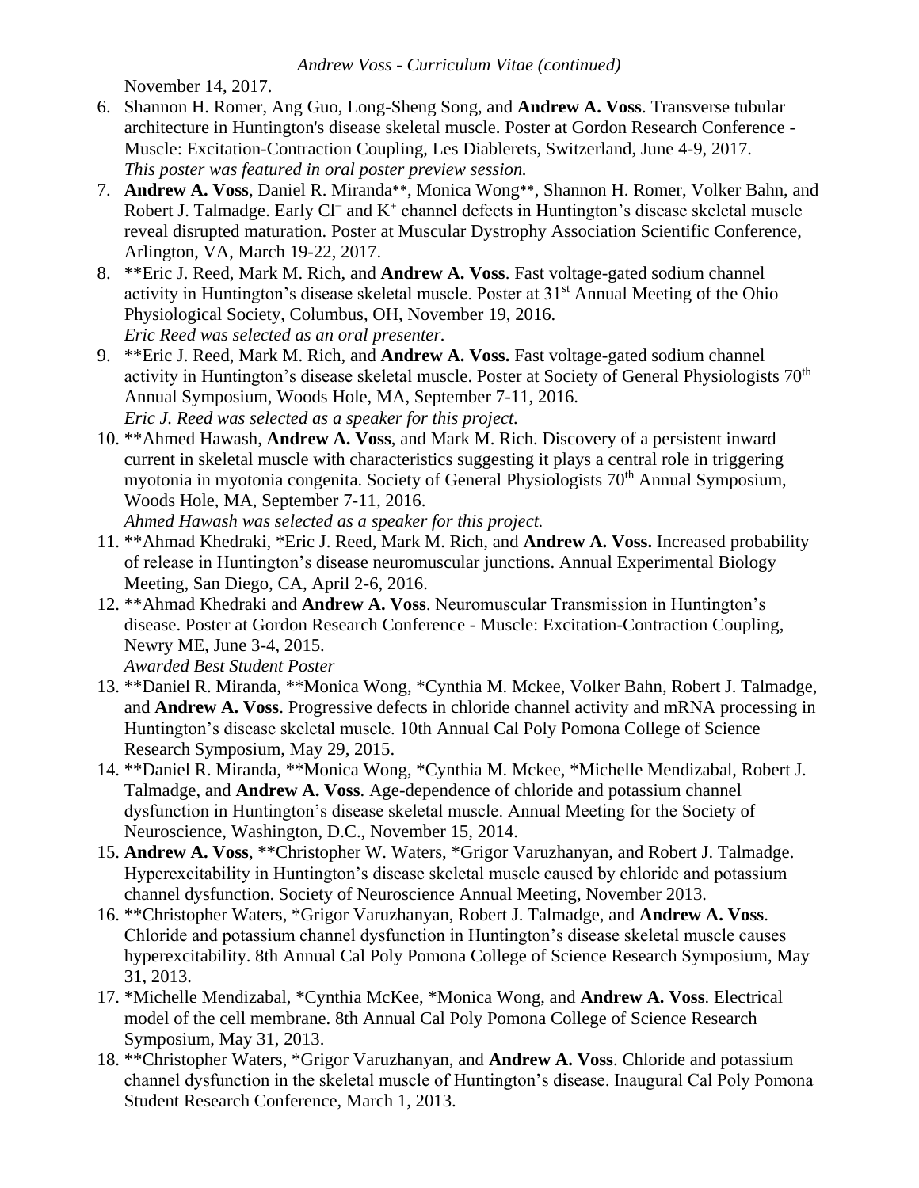November 14, 2017.

6. Shannon H. Romer, Ang Guo, Long-Sheng Song, and **Andrew A. Voss**. Transverse tubular architecture in Huntington's disease skeletal muscle. Poster at Gordon Research Conference - Muscle: Excitation-Contraction Coupling, Les Diablerets, Switzerland, June 4-9, 2017.
   *This poster was featured in oral poster preview session.*
7. **Andrew A. Voss**, Daniel R. Miranda**, Monica Wong**, Shannon H. Romer, Volker Bahn, and Robert J. Talmadge. Early $Cl^-$ and $K^+$ channel defects in Huntington's disease skeletal muscle reveal disrupted maturation. Poster at Muscular Dystrophy Association Scientific Conference, Arlington, VA, March 19-22, 2017.
8. **Eric J. Reed, Mark M. Rich, and **Andrew A. Voss**. Fast voltage-gated sodium channel activity in Huntington's disease skeletal muscle. Poster at 31st Annual Meeting of the Ohio Physiological Society, Columbus, OH, November 19, 2016.
   *Eric Reed was selected as an oral presenter.*
9. **Eric J. Reed, Mark M. Rich, and **Andrew A. Voss.** Fast voltage-gated sodium channel activity in Huntington's disease skeletal muscle. Poster at Society of General Physiologists 70th Annual Symposium, Woods Hole, MA, September 7-11, 2016.
   *Eric J. Reed was selected as a speaker for this project.*
10. **Ahmed Hawash, **Andrew A. Voss**, and Mark M. Rich. Discovery of a persistent inward current in skeletal muscle with characteristics suggesting it plays a central role in triggering myotonia in myotonia congenita. Society of General Physiologists 70th Annual Symposium, Woods Hole, MA, September 7-11, 2016.
    *Ahmed Hawash was selected as a speaker for this project.*
11. **Ahmad Khedraki, *Eric J. Reed, Mark M. Rich, and **Andrew A. Voss.** Increased probability of release in Huntington's disease neuromuscular junctions. Annual Experimental Biology Meeting, San Diego, CA, April 2-6, 2016.
12. **Ahmad Khedraki and **Andrew A. Voss**. Neuromuscular Transmission in Huntington's disease. Poster at Gordon Research Conference - Muscle: Excitation-Contraction Coupling, Newry ME, June 3-4, 2015.
    *Awarded Best Student Poster*
13. **Daniel R. Miranda, **Monica Wong, *Cynthia M. Mckee, Volker Bahn, Robert J. Talmadge, and **Andrew A. Voss**. Progressive defects in chloride channel activity and mRNA processing in Huntington's disease skeletal muscle. 10th Annual Cal Poly Pomona College of Science Research Symposium, May 29, 2015.
14. **Daniel R. Miranda, **Monica Wong, *Cynthia M. Mckee, *Michelle Mendizabal, Robert J. Talmadge, and **Andrew A. Voss**. Age-dependence of chloride and potassium channel dysfunction in Huntington's disease skeletal muscle. Annual Meeting for the Society of Neuroscience, Washington, D.C., November 15, 2014.
15. **Andrew A. Voss**, **Christopher W. Waters, *Grigor Varuzhanyan, and Robert J. Talmadge. Hyperexcitability in Huntington's disease skeletal muscle caused by chloride and potassium channel dysfunction. Society of Neuroscience Annual Meeting, November 2013.
16. **Christopher Waters, *Grigor Varuzhanyan, Robert J. Talmadge, and **Andrew A. Voss**. Chloride and potassium channel dysfunction in Huntington's disease skeletal muscle causes hyperexcitability. 8th Annual Cal Poly Pomona College of Science Research Symposium, May 31, 2013.
17. *Michelle Mendizabal, *Cynthia McKee, *Monica Wong, and **Andrew A. Voss**. Electrical model of the cell membrane. 8th Annual Cal Poly Pomona College of Science Research Symposium, May 31, 2013.
18. **Christopher Waters, *Grigor Varuzhanyan, and **Andrew A. Voss**. Chloride and potassium channel dysfunction in the skeletal muscle of Huntington's disease. Inaugural Cal Poly Pomona Student Research Conference, March 1, 2013.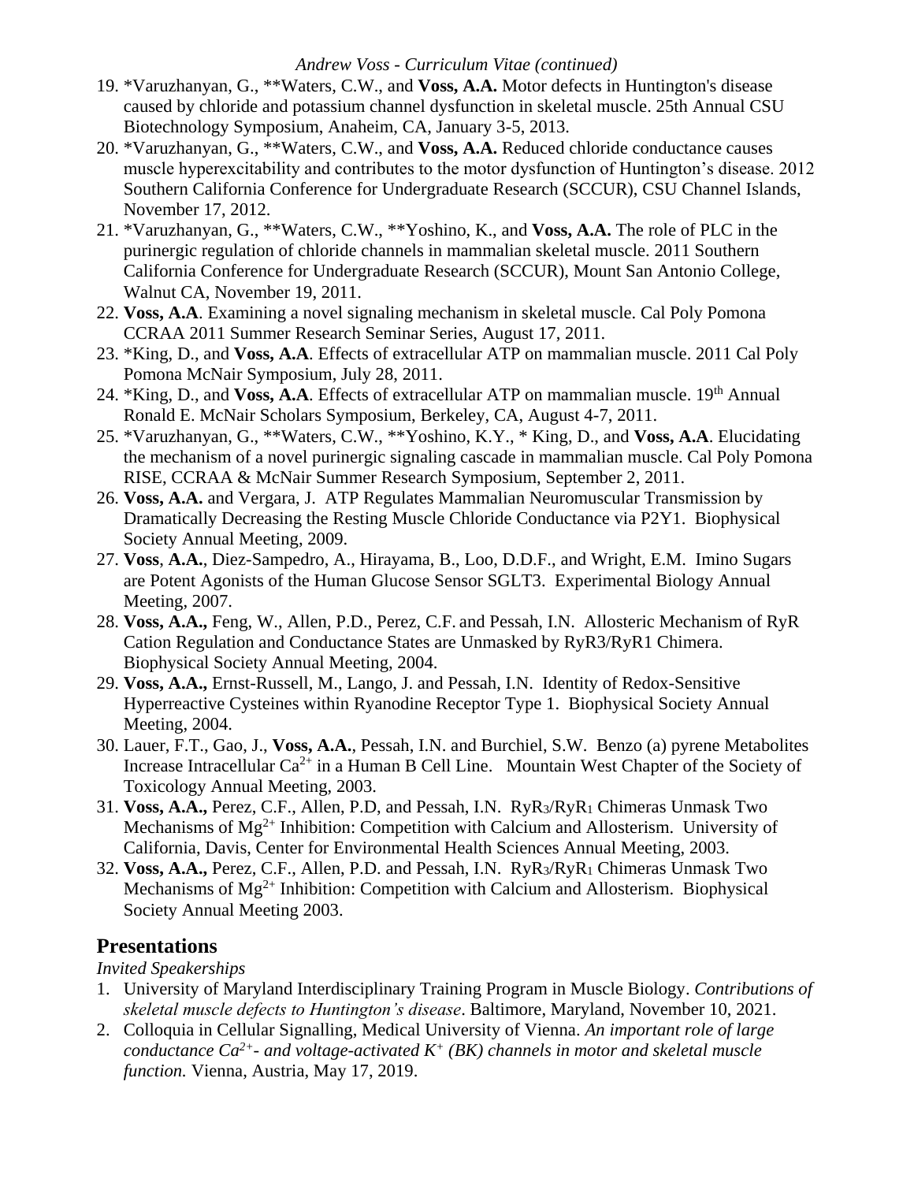19. *Varuzhanyan, G., **Waters, C.W., and **Voss, A.A.** Motor defects in Huntington's disease caused by chloride and potassium channel dysfunction in skeletal muscle. 25th Annual CSU Biotechnology Symposium, Anaheim, CA, January 3-5, 2013.
20. *Varuzhanyan, G., **Waters, C.W., and **Voss, A.A.** Reduced chloride conductance causes muscle hyperexcitability and contributes to the motor dysfunction of Huntington's disease. 2012 Southern California Conference for Undergraduate Research (SCCUR), CSU Channel Islands, November 17, 2012.
21. *Varuzhanyan, G., **Waters, C.W., **Yoshino, K., and **Voss, A.A.** The role of PLC in the purinergic regulation of chloride channels in mammalian skeletal muscle. 2011 Southern California Conference for Undergraduate Research (SCCUR), Mount San Antonio College, Walnut CA, November 19, 2011.
22. **Voss, A.A**. Examining a novel signaling mechanism in skeletal muscle. Cal Poly Pomona CCRAA 2011 Summer Research Seminar Series, August 17, 2011.
23. *King, D., and **Voss, A.A**. Effects of extracellular ATP on mammalian muscle. 2011 Cal Poly Pomona McNair Symposium, July 28, 2011.
24. *King, D., and **Voss, A.A**. Effects of extracellular ATP on mammalian muscle. 19th Annual Ronald E. McNair Scholars Symposium, Berkeley, CA, August 4-7, 2011.
25. *Varuzhanyan, G., **Waters, C.W., **Yoshino, K.Y., * King, D., and **Voss, A.A**. Elucidating the mechanism of a novel purinergic signaling cascade in mammalian muscle. Cal Poly Pomona RISE, CCRAA & McNair Summer Research Symposium, September 2, 2011.
26. **Voss, A.A.** and Vergara, J. ATP Regulates Mammalian Neuromuscular Transmission by Dramatically Decreasing the Resting Muscle Chloride Conductance via P2Y1. Biophysical Society Annual Meeting, 2009.
27. **Voss**, **A.A.**, Diez-Sampedro, A., Hirayama, B., Loo, D.D.F., and Wright, E.M. Imino Sugars are Potent Agonists of the Human Glucose Sensor SGLT3. Experimental Biology Annual Meeting, 2007.
28. **Voss, A.A.,** Feng, W., Allen, P.D., Perez, C.F. and Pessah, I.N. Allosteric Mechanism of RyR Cation Regulation and Conductance States are Unmasked by RyR3/RyR1 Chimera. Biophysical Society Annual Meeting, 2004.
29. **Voss, A.A.,** Ernst-Russell, M., Lango, J. and Pessah, I.N. Identity of Redox-Sensitive Hyperreactive Cysteines within Ryanodine Receptor Type 1. Biophysical Society Annual Meeting, 2004.
30. Lauer, F.T., Gao, J., **Voss, A.A.**, Pessah, I.N. and Burchiel, S.W. Benzo (a) pyrene Metabolites Increase Intracellular $Ca^{2+}$ in a Human B Cell Line. Mountain West Chapter of the Society of Toxicology Annual Meeting, 2003.
31. **Voss, A.A.,** Perez, C.F., Allen, P.D, and Pessah, I.N. $RyR_3/RyR_1$ Chimeras Unmask Two Mechanisms of $Mg^{2+}$ Inhibition: Competition with Calcium and Allosterism. University of California, Davis, Center for Environmental Health Sciences Annual Meeting, 2003.
32. **Voss, A.A.,** Perez, C.F., Allen, P.D. and Pessah, I.N. $RyR_3/RyR_1$ Chimeras Unmask Two Mechanisms of $Mg^{2+}$ Inhibition: Competition with Calcium and Allosterism. Biophysical Society Annual Meeting 2003.

## Presentations

*Invited Speakerships*

1. University of Maryland Interdisciplinary Training Program in Muscle Biology. *Contributions of skeletal muscle defects to Huntington's disease*. Baltimore, Maryland, November 10, 2021.
2. Colloquia in Cellular Signalling, Medical University of Vienna. *An important role of large conductance $Ca^{2+}$- and voltage-activated $K^{+}$ (BK) channels in motor and skeletal muscle function.* Vienna, Austria, May 17, 2019.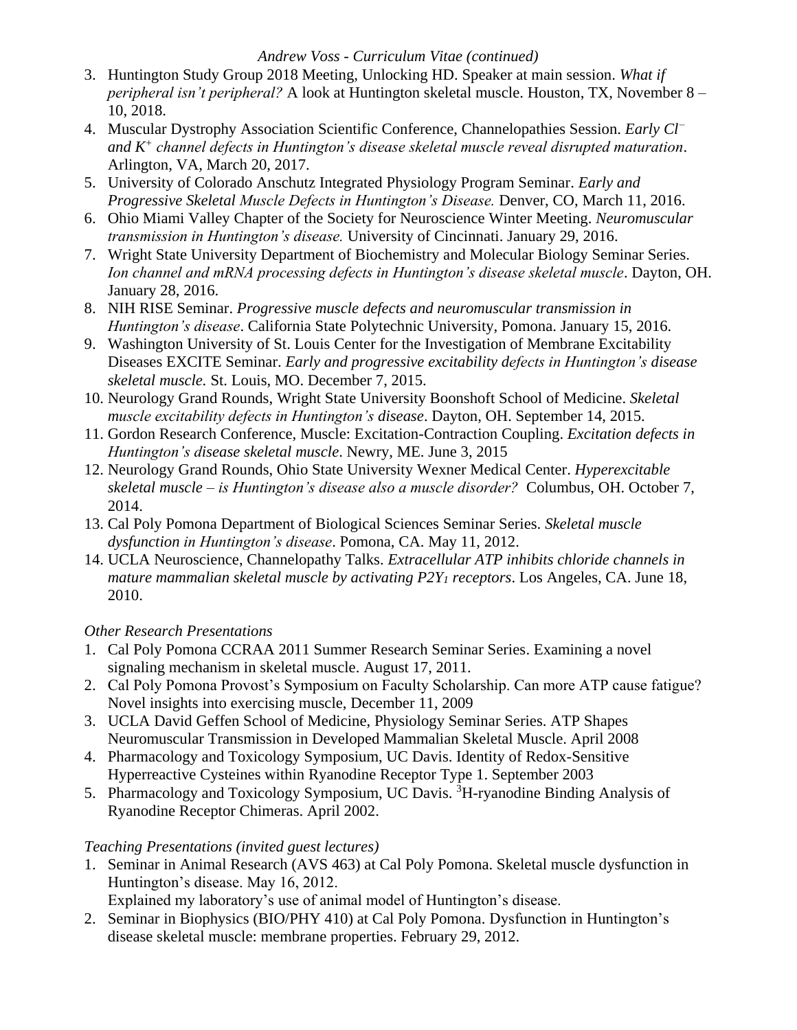3. Huntington Study Group 2018 Meeting, Unlocking HD. Speaker at main session. *What if peripheral isn't peripheral?* A look at Huntington skeletal muscle. Houston, TX, November 8 – 10, 2018.
4. Muscular Dystrophy Association Scientific Conference, Channelopathies Session. *Early $Cl^-$ and $K^+$ channel defects in Huntington's disease skeletal muscle reveal disrupted maturation*. Arlington, VA, March 20, 2017.
5. University of Colorado Anschutz Integrated Physiology Program Seminar. *Early and Progressive Skeletal Muscle Defects in Huntington's Disease.* Denver, CO, March 11, 2016.
6. Ohio Miami Valley Chapter of the Society for Neuroscience Winter Meeting. *Neuromuscular transmission in Huntington's disease.* University of Cincinnati. January 29, 2016.
7. Wright State University Department of Biochemistry and Molecular Biology Seminar Series. *Ion channel and mRNA processing defects in Huntington's disease skeletal muscle*. Dayton, OH. January 28, 2016.
8. NIH RISE Seminar. *Progressive muscle defects and neuromuscular transmission in Huntington's disease*. California State Polytechnic University, Pomona. January 15, 2016.
9. Washington University of St. Louis Center for the Investigation of Membrane Excitability Diseases EXCITE Seminar. *Early and progressive excitability defects in Huntington's disease skeletal muscle.* St. Louis, MO. December 7, 2015.
10. Neurology Grand Rounds, Wright State University Boonshoft School of Medicine. *Skeletal muscle excitability defects in Huntington's disease*. Dayton, OH. September 14, 2015.
11. Gordon Research Conference, Muscle: Excitation-Contraction Coupling. *Excitation defects in Huntington's disease skeletal muscle*. Newry, ME. June 3, 2015
12. Neurology Grand Rounds, Ohio State University Wexner Medical Center. *Hyperexcitable skeletal muscle – is Huntington's disease also a muscle disorder?* Columbus, OH. October 7, 2014.
13. Cal Poly Pomona Department of Biological Sciences Seminar Series. *Skeletal muscle dysfunction in Huntington's disease*. Pomona, CA. May 11, 2012.
14. UCLA Neuroscience, Channelopathy Talks. *Extracellular ATP inhibits chloride channels in mature mammalian skeletal muscle by activating $P2Y_1$ receptors*. Los Angeles, CA. June 18, 2010.

*Other Research Presentations*

1. Cal Poly Pomona CCRAA 2011 Summer Research Seminar Series. Examining a novel signaling mechanism in skeletal muscle. August 17, 2011.
2. Cal Poly Pomona Provost's Symposium on Faculty Scholarship. Can more ATP cause fatigue? Novel insights into exercising muscle, December 11, 2009
3. UCLA David Geffen School of Medicine, Physiology Seminar Series. ATP Shapes Neuromuscular Transmission in Developed Mammalian Skeletal Muscle. April 2008
4. Pharmacology and Toxicology Symposium, UC Davis. Identity of Redox-Sensitive Hyperreactive Cysteines within Ryanodine Receptor Type 1. September 2003
5. Pharmacology and Toxicology Symposium, UC Davis. $^3$H-ryanodine Binding Analysis of Ryanodine Receptor Chimeras. April 2002.

*Teaching Presentations (invited guest lectures)*

1. Seminar in Animal Research (AVS 463) at Cal Poly Pomona. Skeletal muscle dysfunction in Huntington's disease. May 16, 2012.
   Explained my laboratory's use of animal model of Huntington's disease.
2. Seminar in Biophysics (BIO/PHY 410) at Cal Poly Pomona. Dysfunction in Huntington's disease skeletal muscle: membrane properties. February 29, 2012.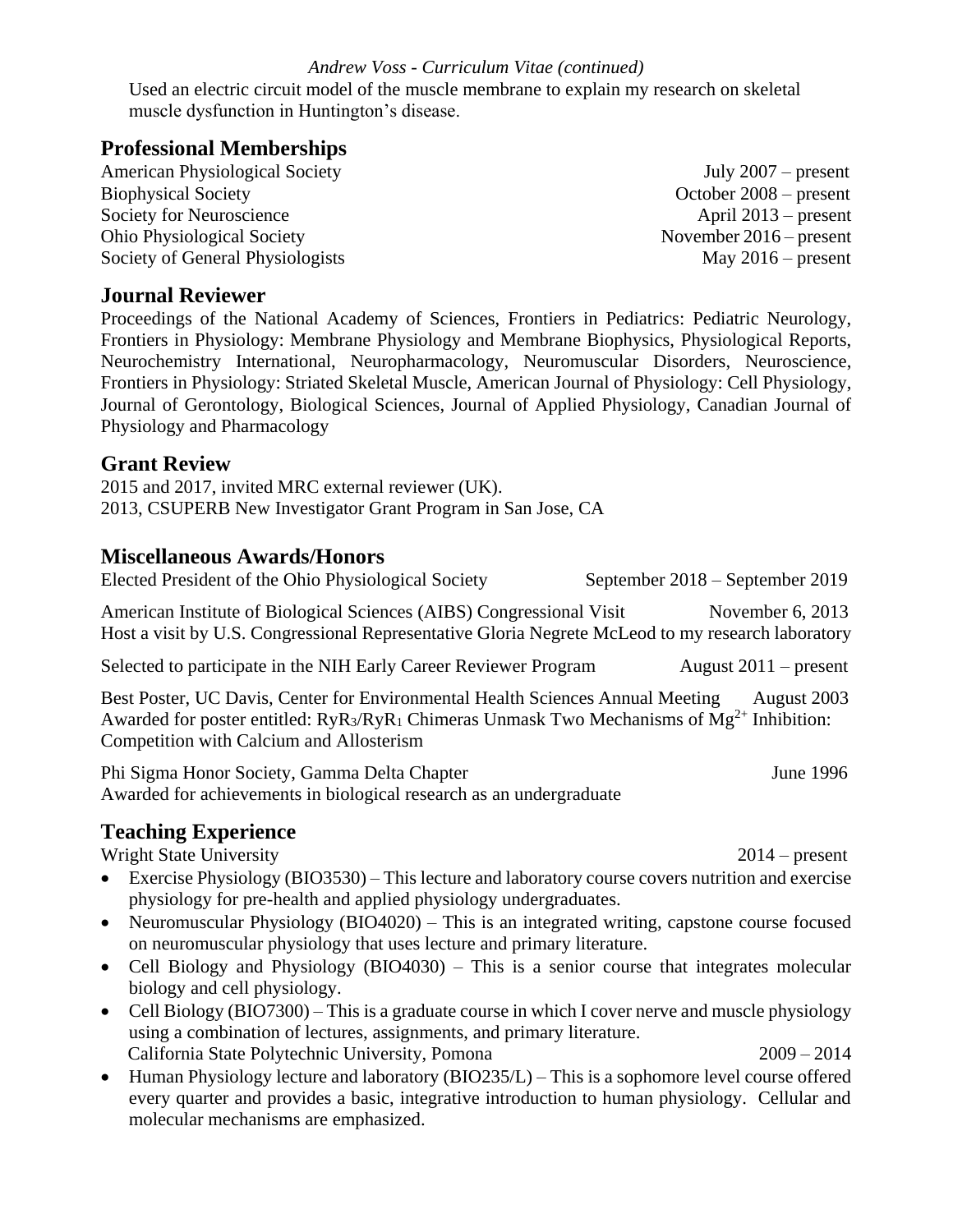Used an electric circuit model of the muscle membrane to explain my research on skeletal muscle dysfunction in Huntington's disease.

## Professional Memberships

American Physiological Society — July 2007 – present
Biophysical Society — October 2008 – present
Society for Neuroscience — April 2013 – present
Ohio Physiological Society — November 2016 – present
Society of General Physiologists — May 2016 – present

## Journal Reviewer

Proceedings of the National Academy of Sciences, Frontiers in Pediatrics: Pediatric Neurology, Frontiers in Physiology: Membrane Physiology and Membrane Biophysics, Physiological Reports, Neurochemistry International, Neuropharmacology, Neuromuscular Disorders, Neuroscience, Frontiers in Physiology: Striated Skeletal Muscle, American Journal of Physiology: Cell Physiology, Journal of Gerontology, Biological Sciences, Journal of Applied Physiology, Canadian Journal of Physiology and Pharmacology

## Grant Review

2015 and 2017, invited MRC external reviewer (UK).
2013, CSUPERB New Investigator Grant Program in San Jose, CA

## Miscellaneous Awards/Honors

Elected President of the Ohio Physiological Society — September 2018 – September 2019

American Institute of Biological Sciences (AIBS) Congressional Visit — November 6, 2013
Host a visit by U.S. Congressional Representative Gloria Negrete McLeod to my research laboratory

Selected to participate in the NIH Early Career Reviewer Program — August 2011 – present

Best Poster, UC Davis, Center for Environmental Health Sciences Annual Meeting — August 2003
Awarded for poster entitled: $RyR_3/RyR_1$ Chimeras Unmask Two Mechanisms of $Mg^{2+}$ Inhibition: Competition with Calcium and Allosterism

Phi Sigma Honor Society, Gamma Delta Chapter — June 1996
Awarded for achievements in biological research as an undergraduate

## Teaching Experience

Wright State University — 2014 – present

- Exercise Physiology (BIO3530) – This lecture and laboratory course covers nutrition and exercise physiology for pre-health and applied physiology undergraduates.
- Neuromuscular Physiology (BIO4020) – This is an integrated writing, capstone course focused on neuromuscular physiology that uses lecture and primary literature.
- Cell Biology and Physiology (BIO4030) – This is a senior course that integrates molecular biology and cell physiology.
- Cell Biology (BIO7300) – This is a graduate course in which I cover nerve and muscle physiology using a combination of lectures, assignments, and primary literature.

California State Polytechnic University, Pomona — 2009 – 2014

- Human Physiology lecture and laboratory (BIO235/L) – This is a sophomore level course offered every quarter and provides a basic, integrative introduction to human physiology. Cellular and molecular mechanisms are emphasized.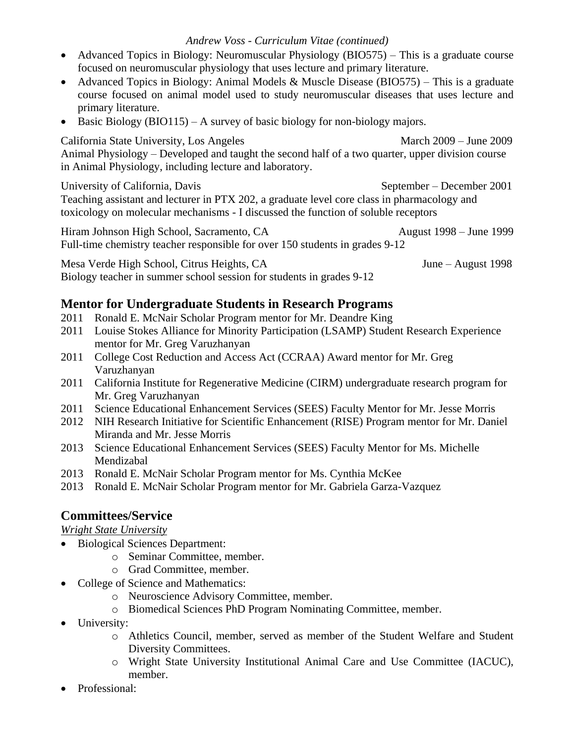- Advanced Topics in Biology: Neuromuscular Physiology (BIO575) – This is a graduate course focused on neuromuscular physiology that uses lecture and primary literature.
- Advanced Topics in Biology: Animal Models & Muscle Disease (BIO575) – This is a graduate course focused on animal model used to study neuromuscular diseases that uses lecture and primary literature.
- Basic Biology (BIO115) – A survey of basic biology for non-biology majors.

California State University, Los Angeles — March 2009 – June 2009
Animal Physiology – Developed and taught the second half of a two quarter, upper division course in Animal Physiology, including lecture and laboratory.

University of California, Davis — September – December 2001
Teaching assistant and lecturer in PTX 202, a graduate level core class in pharmacology and toxicology on molecular mechanisms - I discussed the function of soluble receptors

Hiram Johnson High School, Sacramento, CA — August 1998 – June 1999
Full-time chemistry teacher responsible for over 150 students in grades 9-12

Mesa Verde High School, Citrus Heights, CA — June – August 1998
Biology teacher in summer school session for students in grades 9-12

## Mentor for Undergraduate Students in Research Programs

2011 Ronald E. McNair Scholar Program mentor for Mr. Deandre King
2011 Louise Stokes Alliance for Minority Participation (LSAMP) Student Research Experience mentor for Mr. Greg Varuzhanyan
2011 College Cost Reduction and Access Act (CCRAA) Award mentor for Mr. Greg Varuzhanyan
2011 California Institute for Regenerative Medicine (CIRM) undergraduate research program for Mr. Greg Varuzhanyan
2011 Science Educational Enhancement Services (SEES) Faculty Mentor for Mr. Jesse Morris
2012 NIH Research Initiative for Scientific Enhancement (RISE) Program mentor for Mr. Daniel Miranda and Mr. Jesse Morris
2013 Science Educational Enhancement Services (SEES) Faculty Mentor for Ms. Michelle Mendizabal
2013 Ronald E. McNair Scholar Program mentor for Ms. Cynthia McKee
2013 Ronald E. McNair Scholar Program mentor for Mr. Gabriela Garza-Vazquez

## Committees/Service

*Wright State University*

- Biological Sciences Department:
  - Seminar Committee, member.
  - Grad Committee, member.
- College of Science and Mathematics:
  - Neuroscience Advisory Committee, member.
  - Biomedical Sciences PhD Program Nominating Committee, member.
- University:
  - Athletics Council, member, served as member of the Student Welfare and Student Diversity Committees.
  - Wright State University Institutional Animal Care and Use Committee (IACUC), member.
- Professional: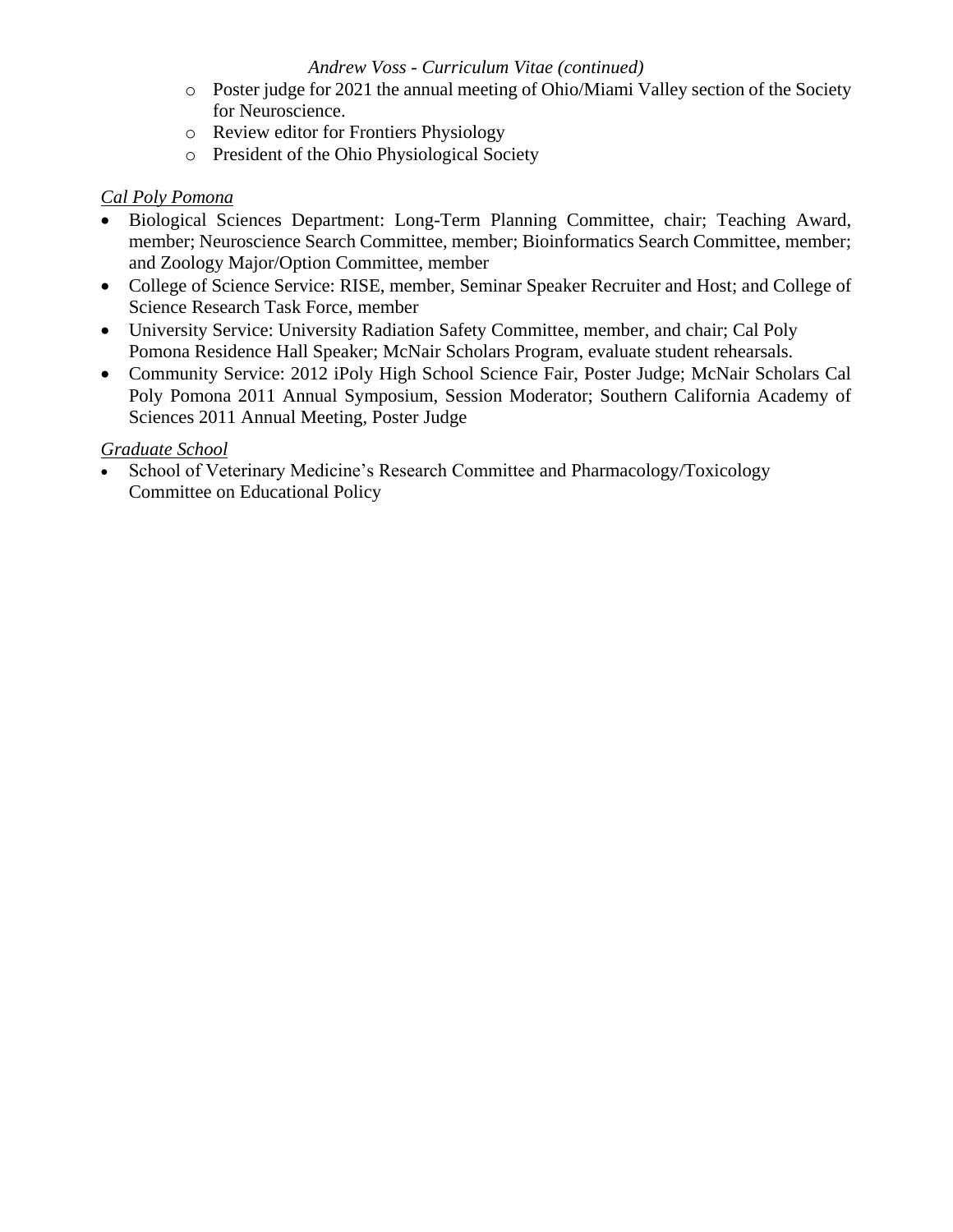- Poster judge for 2021 the annual meeting of Ohio/Miami Valley section of the Society for Neuroscience.
  - Review editor for Frontiers Physiology
  - President of the Ohio Physiological Society

*Cal Poly Pomona*

- Biological Sciences Department: Long-Term Planning Committee, chair; Teaching Award, member; Neuroscience Search Committee, member; Bioinformatics Search Committee, member; and Zoology Major/Option Committee, member
- College of Science Service: RISE, member, Seminar Speaker Recruiter and Host; and College of Science Research Task Force, member
- University Service: University Radiation Safety Committee, member, and chair; Cal Poly Pomona Residence Hall Speaker; McNair Scholars Program, evaluate student rehearsals.
- Community Service: 2012 iPoly High School Science Fair, Poster Judge; McNair Scholars Cal Poly Pomona 2011 Annual Symposium, Session Moderator; Southern California Academy of Sciences 2011 Annual Meeting, Poster Judge

*Graduate School*

- School of Veterinary Medicine's Research Committee and Pharmacology/Toxicology Committee on Educational Policy